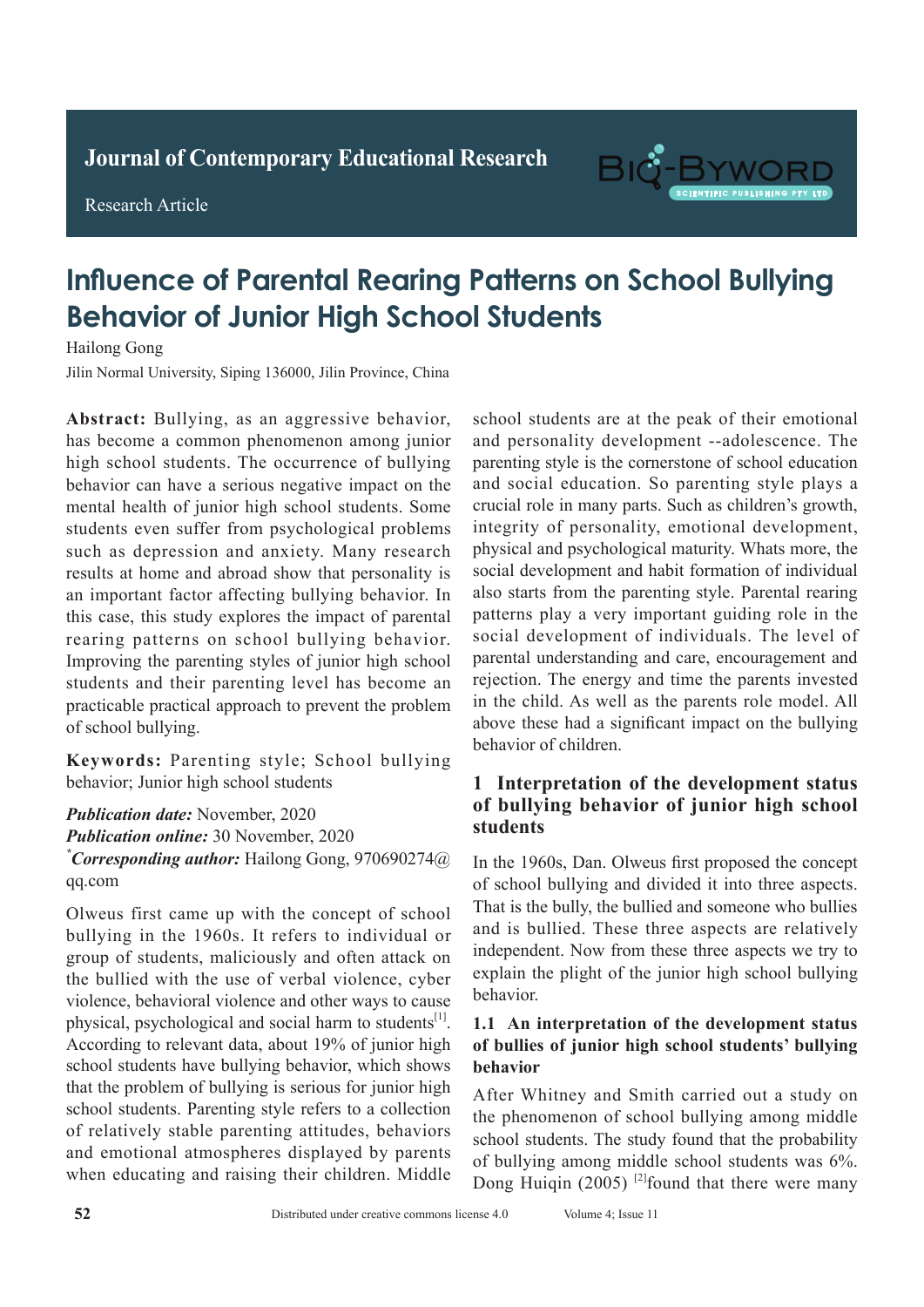Journal of Contemporary Educational Research

Research Article

# Influence of Parental Rearing Patterns on School Bullying Behavior of Junior High School Students

Hailong Gong

Jilin Normal University, Siping 136000, Jilin Province, China

**Abstract:** Bullying, as an aggressive behavior, has become a common phenomenon among junior high school students. The occurrence of bullying behavior can have a serious negative impact on the mental health of junior high school students. Some students even suffer from psychological problems such as depression and anxiety. Many research results at home and abroad show that personality is an important factor affecting bullying behavior. In this case, this study explores the impact of parental rearing patterns on school bullying behavior. Improving the parenting styles of junior high school students and their parenting level has become an practicable practical approach to prevent the problem of school bullying.

**Keywords:** Parenting style; School bullying behavior; Junior high school students

***Publication date:*** November, 2020

***Publication online:*** 30 November, 2020

**\*Corresponding author:** Hailong Gong, 970690274@qq.com

Olweus first came up with the concept of school bullying in the 1960s. It refers to individual or group of students, maliciously and often attack on the bullied with the use of verbal violence, cyber violence, behavioral violence and other ways to cause physical, psychological and social harm to students[1]. According to relevant data, about 19% of junior high school students have bullying behavior, which shows that the problem of bullying is serious for junior high school students. Parenting style refers to a collection of relatively stable parenting attitudes, behaviors and emotional atmospheres displayed by parents when educating and raising their children. Middle school students are at the peak of their emotional and personality development --adolescence. The parenting style is the cornerstone of school education and social education. So parenting style plays a crucial role in many parts. Such as children's growth, integrity of personality, emotional development, physical and psychological maturity. Whats more, the social development and habit formation of individual also starts from the parenting style. Parental rearing patterns play a very important guiding role in the social development of individuals. The level of parental understanding and care, encouragement and rejection. The energy and time the parents invested in the child. As well as the parents role model. All above these had a significant impact on the bullying behavior of children.

## 1 Interpretation of the development status of bullying behavior of junior high school students

In the 1960s, Dan. Olweus first proposed the concept of school bullying and divided it into three aspects. That is the bully, the bullied and someone who bullies and is bullied. These three aspects are relatively independent. Now from these three aspects we try to explain the plight of the junior high school bullying behavior.

### 1.1 An interpretation of the development status of bullies of junior high school students' bullying behavior

After Whitney and Smith carried out a study on the phenomenon of school bullying among middle school students. The study found that the probability of bullying among middle school students was 6%. Dong Huiqin (2005) [2]found that there were many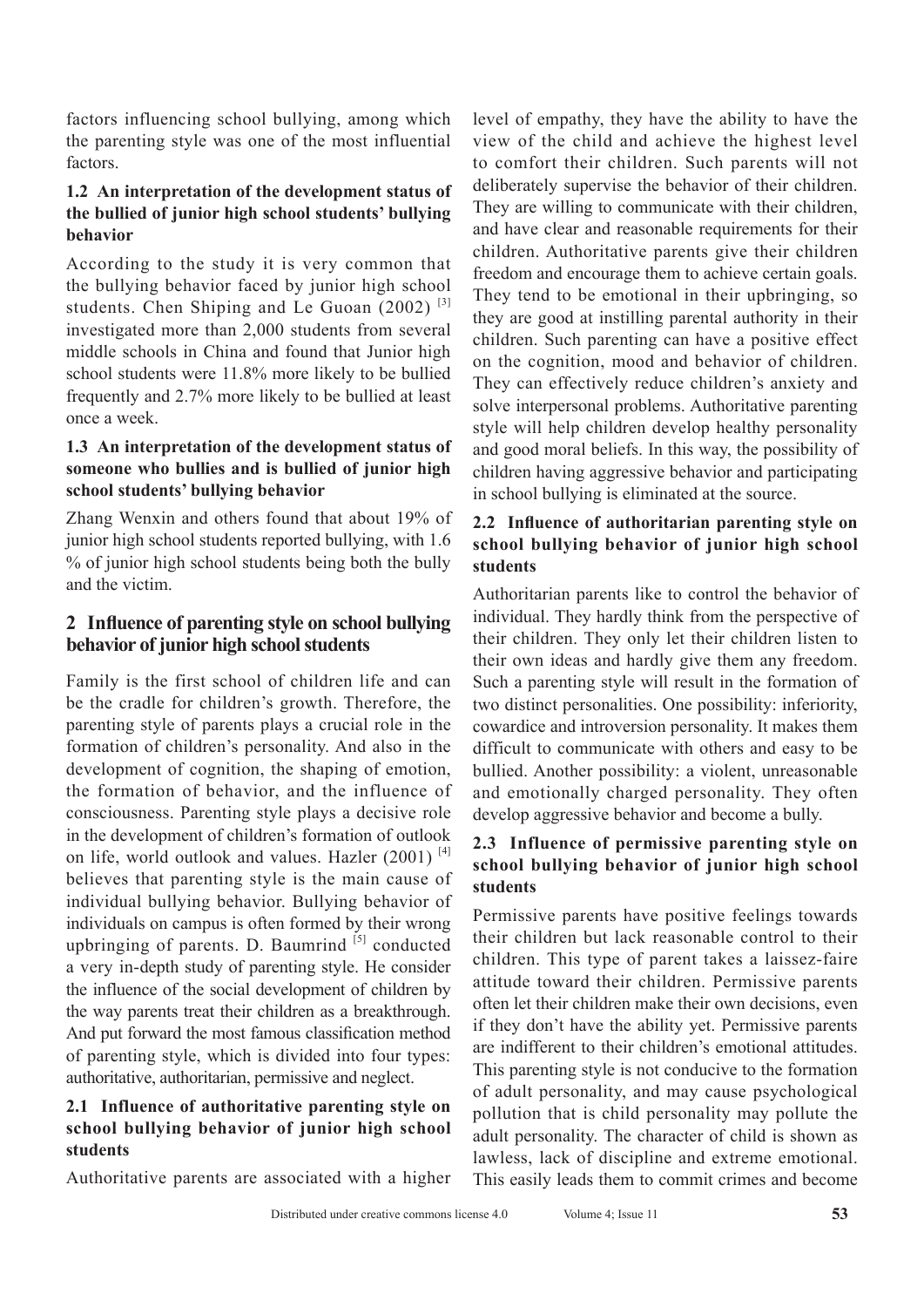factors influencing school bullying, among which the parenting style was one of the most influential factors.

### 1.2 An interpretation of the development status of the bullied of junior high school students' bullying behavior

According to the study it is very common that the bullying behavior faced by junior high school students. Chen Shiping and Le Guoan (2002) [3] investigated more than 2,000 students from several middle schools in China and found that Junior high school students were 11.8% more likely to be bullied frequently and 2.7% more likely to be bullied at least once a week.

### 1.3 An interpretation of the development status of someone who bullies and is bullied of junior high school students' bullying behavior

Zhang Wenxin and others found that about 19% of junior high school students reported bullying, with 1.6 % of junior high school students being both the bully and the victim.

## 2 Influence of parenting style on school bullying behavior of junior high school students

Family is the first school of children life and can be the cradle for children's growth. Therefore, the parenting style of parents plays a crucial role in the formation of children's personality. And also in the development of cognition, the shaping of emotion, the formation of behavior, and the influence of consciousness. Parenting style plays a decisive role in the development of children's formation of outlook on life, world outlook and values. Hazler (2001) [4] believes that parenting style is the main cause of individual bullying behavior. Bullying behavior of individuals on campus is often formed by their wrong upbringing of parents. D. Baumrind [5] conducted a very in-depth study of parenting style. He consider the influence of the social development of children by the way parents treat their children as a breakthrough. And put forward the most famous classification method of parenting style, which is divided into four types: authoritative, authoritarian, permissive and neglect.

### 2.1 Influence of authoritative parenting style on school bullying behavior of junior high school students

Authoritative parents are associated with a higher level of empathy, they have the ability to have the view of the child and achieve the highest level to comfort their children. Such parents will not deliberately supervise the behavior of their children. They are willing to communicate with their children, and have clear and reasonable requirements for their children. Authoritative parents give their children freedom and encourage them to achieve certain goals. They tend to be emotional in their upbringing, so they are good at instilling parental authority in their children. Such parenting can have a positive effect on the cognition, mood and behavior of children. They can effectively reduce children's anxiety and solve interpersonal problems. Authoritative parenting style will help children develop healthy personality and good moral beliefs. In this way, the possibility of children having aggressive behavior and participating in school bullying is eliminated at the source.

### 2.2 Influence of authoritarian parenting style on school bullying behavior of junior high school students

Authoritarian parents like to control the behavior of individual. They hardly think from the perspective of their children. They only let their children listen to their own ideas and hardly give them any freedom. Such a parenting style will result in the formation of two distinct personalities. One possibility: inferiority, cowardice and introversion personality. It makes them difficult to communicate with others and easy to be bullied. Another possibility: a violent, unreasonable and emotionally charged personality. They often develop aggressive behavior and become a bully.

### 2.3 Influence of permissive parenting style on school bullying behavior of junior high school students

Permissive parents have positive feelings towards their children but lack reasonable control to their children. This type of parent takes a laissez-faire attitude toward their children. Permissive parents often let their children make their own decisions, even if they don't have the ability yet. Permissive parents are indifferent to their children's emotional attitudes. This parenting style is not conducive to the formation of adult personality, and may cause psychological pollution that is child personality may pollute the adult personality. The character of child is shown as lawless, lack of discipline and extreme emotional. This easily leads them to commit crimes and become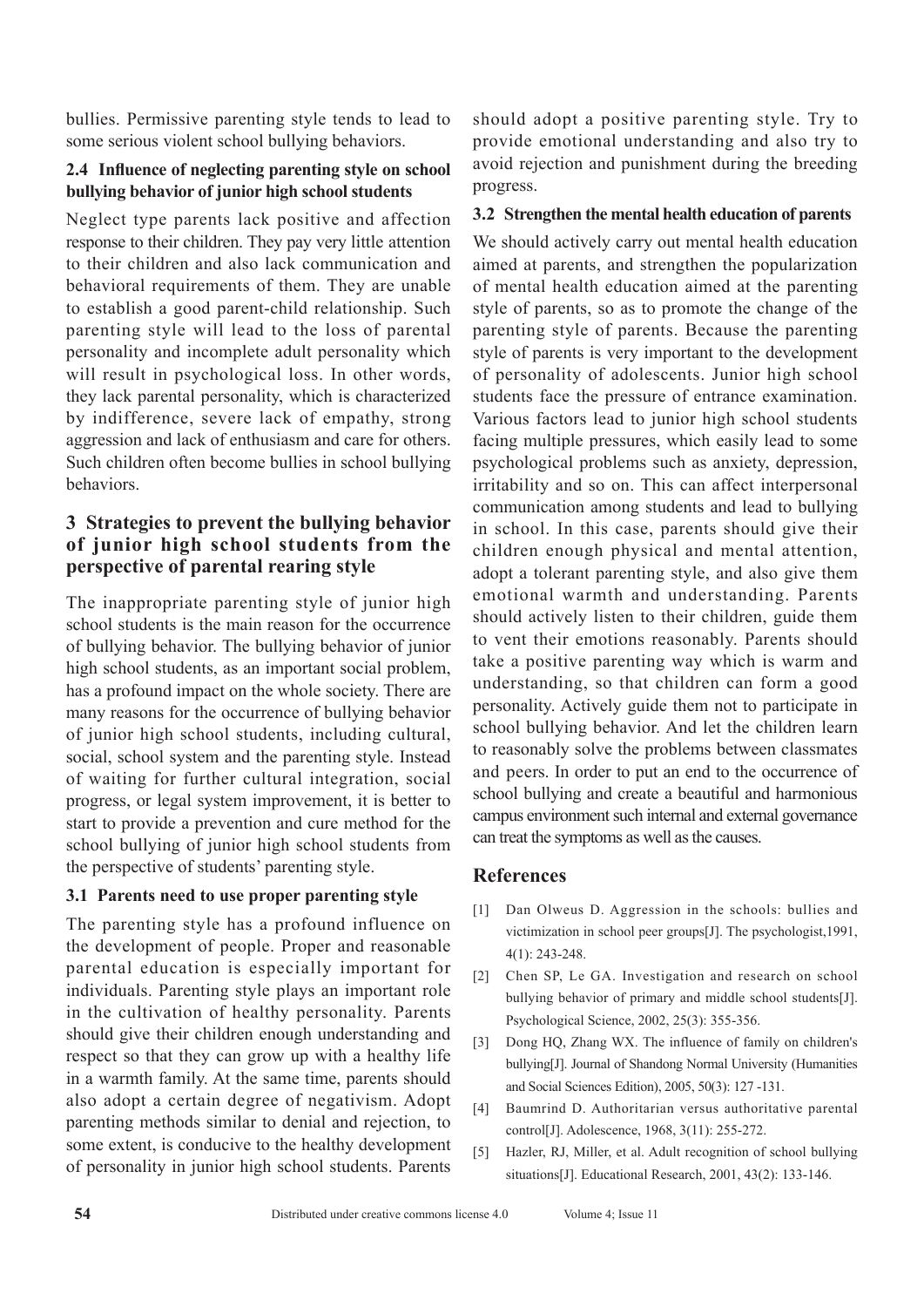bullies. Permissive parenting style tends to lead to some serious violent school bullying behaviors.

### 2.4 Influence of neglecting parenting style on school bullying behavior of junior high school students

Neglect type parents lack positive and affection response to their children. They pay very little attention to their children and also lack communication and behavioral requirements of them. They are unable to establish a good parent-child relationship. Such parenting style will lead to the loss of parental personality and incomplete adult personality which will result in psychological loss. In other words, they lack parental personality, which is characterized by indifference, severe lack of empathy, strong aggression and lack of enthusiasm and care for others. Such children often become bullies in school bullying behaviors.

## 3 Strategies to prevent the bullying behavior of junior high school students from the perspective of parental rearing style

The inappropriate parenting style of junior high school students is the main reason for the occurrence of bullying behavior. The bullying behavior of junior high school students, as an important social problem, has a profound impact on the whole society. There are many reasons for the occurrence of bullying behavior of junior high school students, including cultural, social, school system and the parenting style. Instead of waiting for further cultural integration, social progress, or legal system improvement, it is better to start to provide a prevention and cure method for the school bullying of junior high school students from the perspective of students' parenting style.

### 3.1 Parents need to use proper parenting style

The parenting style has a profound influence on the development of people. Proper and reasonable parental education is especially important for individuals. Parenting style plays an important role in the cultivation of healthy personality. Parents should give their children enough understanding and respect so that they can grow up with a healthy life in a warmth family. At the same time, parents should also adopt a certain degree of negativism. Adopt parenting methods similar to denial and rejection, to some extent, is conducive to the healthy development of personality in junior high school students. Parents should adopt a positive parenting style. Try to provide emotional understanding and also try to avoid rejection and punishment during the breeding progress.

### 3.2 Strengthen the mental health education of parents

We should actively carry out mental health education aimed at parents, and strengthen the popularization of mental health education aimed at the parenting style of parents, so as to promote the change of the parenting style of parents. Because the parenting style of parents is very important to the development of personality of adolescents. Junior high school students face the pressure of entrance examination. Various factors lead to junior high school students facing multiple pressures, which easily lead to some psychological problems such as anxiety, depression, irritability and so on. This can affect interpersonal communication among students and lead to bullying in school. In this case, parents should give their children enough physical and mental attention, adopt a tolerant parenting style, and also give them emotional warmth and understanding. Parents should actively listen to their children, guide them to vent their emotions reasonably. Parents should take a positive parenting way which is warm and understanding, so that children can form a good personality. Actively guide them not to participate in school bullying behavior. And let the children learn to reasonably solve the problems between classmates and peers. In order to put an end to the occurrence of school bullying and create a beautiful and harmonious campus environment such internal and external governance can treat the symptoms as well as the causes.

## References

[1] Dan Olweus D. Aggression in the schools: bullies and victimization in school peer groups[J]. The psychologist,1991, 4(1): 243-248.

[2] Chen SP, Le GA. Investigation and research on school bullying behavior of primary and middle school students[J]. Psychological Science, 2002, 25(3): 355-356.

[3] Dong HQ, Zhang WX. The influence of family on children's bullying[J]. Journal of Shandong Normal University (Humanities and Social Sciences Edition), 2005, 50(3): 127 -131.

[4] Baumrind D. Authoritarian versus authoritative parental control[J]. Adolescence, 1968, 3(11): 255-272.

[5] Hazler, RJ, Miller, et al. Adult recognition of school bullying situations[J]. Educational Research, 2001, 43(2): 133-146.